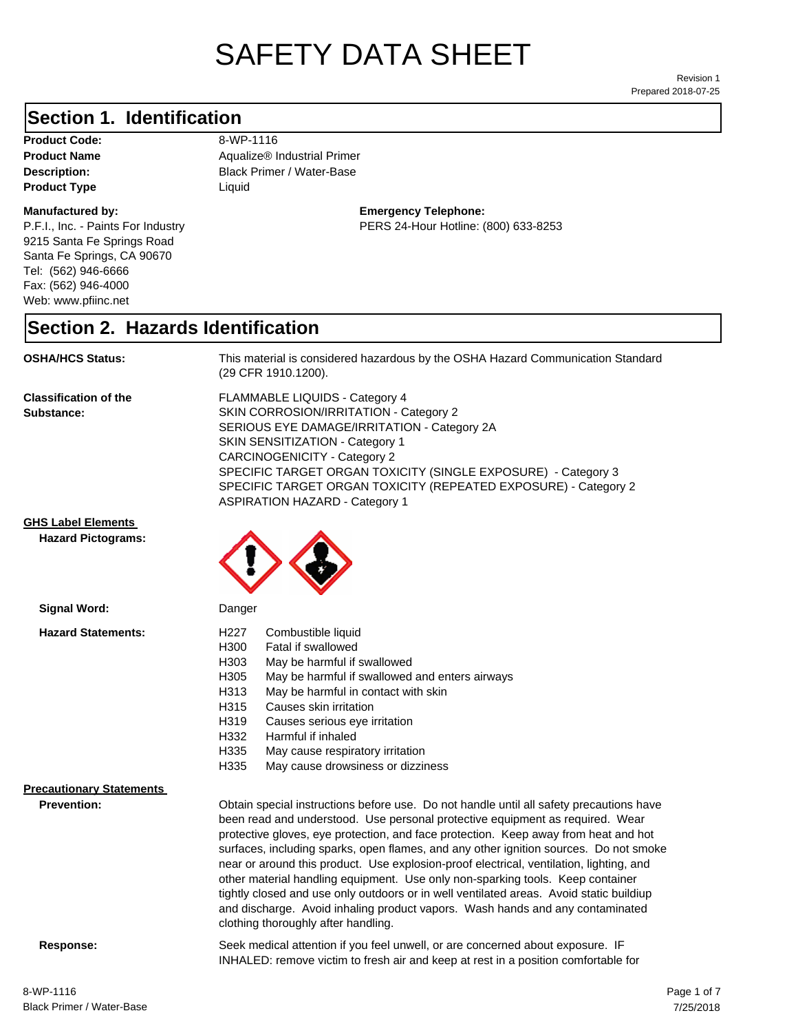# SAFETY DATA SHEET

Revision 1
Prepared 2018-07-25

## Section 1. Identification

**Product Code:** 8-WP-1116
**Product Name** Aqualize® Industrial Primer
**Description:** Black Primer / Water-Base
**Product Type** Liquid

**Manufactured by:**
P.F.I., Inc. - Paints For Industry
9215 Santa Fe Springs Road
Santa Fe Springs, CA 90670
Tel: (562) 946-6666
Fax: (562) 946-4000
Web: www.pfiinc.net

**Emergency Telephone:**
PERS 24-Hour Hotline: (800) 633-8253

## Section 2. Hazards Identification

**OSHA/HCS Status:** This material is considered hazardous by the OSHA Hazard Communication Standard (29 CFR 1910.1200).

**Classification of the Substance:**
FLAMMABLE LIQUIDS - Category 4
SKIN CORROSION/IRRITATION - Category 2
SERIOUS EYE DAMAGE/IRRITATION - Category 2A
SKIN SENSITIZATION - Category 1
CARCINOGENICITY - Category 2
SPECIFIC TARGET ORGAN TOXICITY (SINGLE EXPOSURE) - Category 3
SPECIFIC TARGET ORGAN TOXICITY (REPEATED EXPOSURE) - Category 2
ASPIRATION HAZARD - Category 1

**GHS Label Elements**

**Hazard Pictograms:**

**Signal Word:** Danger

**Hazard Statements:**

| | |
|---|---|
| H227 | Combustible liquid |
| H300 | Fatal if swallowed |
| H303 | May be harmful if swallowed |
| H305 | May be harmful if swallowed and enters airways |
| H313 | May be harmful in contact with skin |
| H315 | Causes skin irritation |
| H319 | Causes serious eye irritation |
| H332 | Harmful if inhaled |
| H335 | May cause respiratory irritation |
| H335 | May cause drowsiness or dizziness |

**Precautionary Statements**

**Prevention:** Obtain special instructions before use. Do not handle until all safety precautions have been read and understood. Use personal protective equipment as required. Wear protective gloves, eye protection, and face protection. Keep away from heat and hot surfaces, including sparks, open flames, and any other ignition sources. Do not smoke near or around this product. Use explosion-proof electrical, ventilation, lighting, and other material handling equipment. Use only non-sparking tools. Keep container tightly closed and use only outdoors or in well ventilated areas. Avoid static buildiup and discharge. Avoid inhaling product vapors. Wash hands and any contaminated clothing thoroughly after handling.

**Response:** Seek medical attention if you feel unwell, or are concerned about exposure. IF INHALED: remove victim to fresh air and keep at rest in a position comfortable for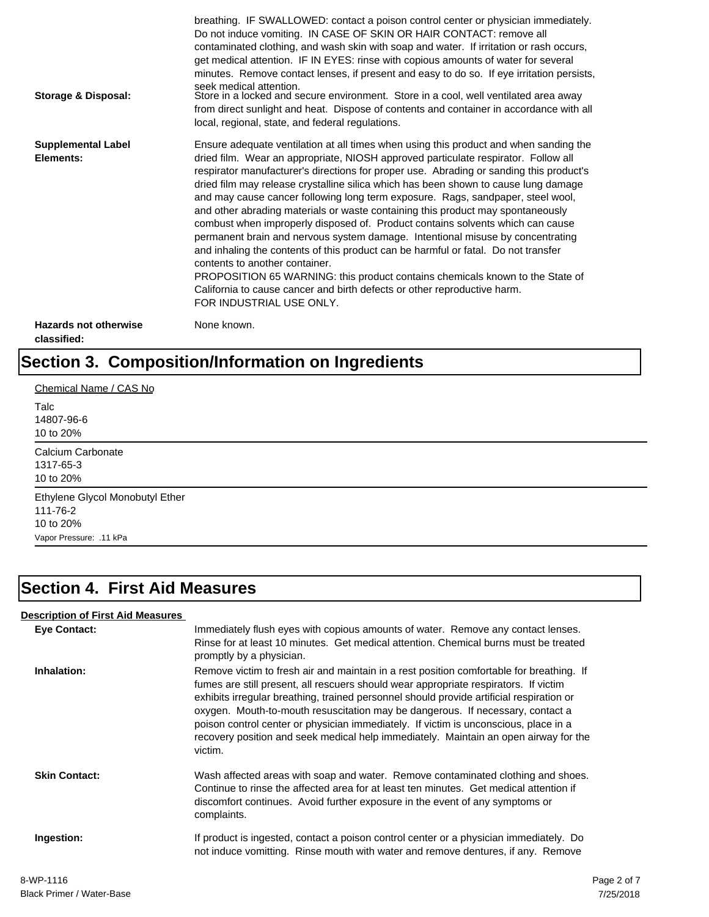breathing. IF SWALLOWED: contact a poison control center or physician immediately. Do not induce vomiting. IN CASE OF SKIN OR HAIR CONTACT: remove all contaminated clothing, and wash skin with soap and water. If irritation or rash occurs, get medical attention. IF IN EYES: rinse with copious amounts of water for several minutes. Remove contact lenses, if present and easy to do so. If eye irritation persists, seek medical attention.

**Storage & Disposal:** Store in a locked and secure environment. Store in a cool, well ventilated area away from direct sunlight and heat. Dispose of contents and container in accordance with all local, regional, state, and federal regulations.

**Supplemental Label Elements:** Ensure adequate ventilation at all times when using this product and when sanding the dried film. Wear an appropriate, NIOSH approved particulate respirator. Follow all respirator manufacturer's directions for proper use. Abrading or sanding this product's dried film may release crystalline silica which has been shown to cause lung damage and may cause cancer following long term exposure. Rags, sandpaper, steel wool, and other abrading materials or waste containing this product may spontaneously combust when improperly disposed of. Product contains solvents which can cause permanent brain and nervous system damage. Intentional misuse by concentrating and inhaling the contents of this product can be harmful or fatal. Do not transfer contents to another container.
PROPOSITION 65 WARNING: this product contains chemicals known to the State of California to cause cancer and birth defects or other reproductive harm.
FOR INDUSTRIAL USE ONLY.

**Hazards not otherwise classified:** None known.

# Section 3. Composition/Information on Ingredients

Chemical Name / CAS No

Talc
14807-96-6
10 to 20%

---

Calcium Carbonate
1317-65-3
10 to 20%

---

Ethylene Glycol Monobutyl Ether
111-76-2
10 to 20%
Vapor Pressure: .11 kPa

---

# Section 4. First Aid Measures

**Description of First Aid Measures**

**Eye Contact:** Immediately flush eyes with copious amounts of water. Remove any contact lenses. Rinse for at least 10 minutes. Get medical attention. Chemical burns must be treated promptly by a physician.

**Inhalation:** Remove victim to fresh air and maintain in a rest position comfortable for breathing. If fumes are still present, all rescuers should wear appropriate respirators. If victim exhibits irregular breathing, trained personnel should provide artificial respiration or oxygen. Mouth-to-mouth resuscitation may be dangerous. If necessary, contact a poison control center or physician immediately. If victim is unconscious, place in a recovery position and seek medical help immediately. Maintain an open airway for the victim.

**Skin Contact:** Wash affected areas with soap and water. Remove contaminated clothing and shoes. Continue to rinse the affected area for at least ten minutes. Get medical attention if discomfort continues. Avoid further exposure in the event of any symptoms or complaints.

**Ingestion:** If product is ingested, contact a poison control center or a physician immediately. Do not induce vomitting. Rinse mouth with water and remove dentures, if any. Remove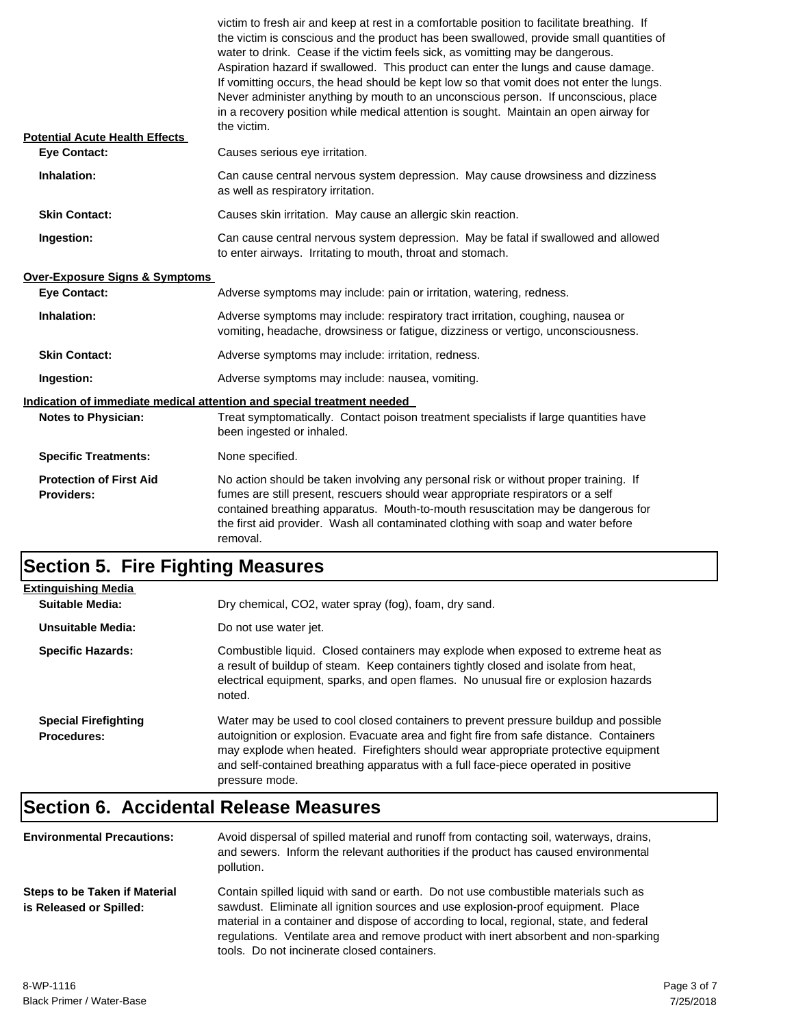victim to fresh air and keep at rest in a comfortable position to facilitate breathing. If the victim is conscious and the product has been swallowed, provide small quantities of water to drink. Cease if the victim feels sick, as vomitting may be dangerous. Aspiration hazard if swallowed. This product can enter the lungs and cause damage. If vomitting occurs, the head should be kept low so that vomit does not enter the lungs. Never administer anything by mouth to an unconscious person. If unconscious, place in a recovery position while medical attention is sought. Maintain an open airway for the victim.

**Potential Acute Health Effects**

**Eye Contact:** Causes serious eye irritation.

**Inhalation:** Can cause central nervous system depression. May cause drowsiness and dizziness as well as respiratory irritation.

**Skin Contact:** Causes skin irritation. May cause an allergic skin reaction.

**Ingestion:** Can cause central nervous system depression. May be fatal if swallowed and allowed to enter airways. Irritating to mouth, throat and stomach.

**Over-Exposure Signs & Symptoms**

**Eye Contact:** Adverse symptoms may include: pain or irritation, watering, redness.

**Inhalation:** Adverse symptoms may include: respiratory tract irritation, coughing, nausea or vomiting, headache, drowsiness or fatigue, dizziness or vertigo, unconsciousness.

**Skin Contact:** Adverse symptoms may include: irritation, redness.

**Ingestion:** Adverse symptoms may include: nausea, vomiting.

**Indication of immediate medical attention and special treatment needed**

**Notes to Physician:** Treat symptomatically. Contact poison treatment specialists if large quantities have been ingested or inhaled.

**Specific Treatments:** None specified.

**Protection of First Aid Providers:** No action should be taken involving any personal risk or without proper training. If fumes are still present, rescuers should wear appropriate respirators or a self contained breathing apparatus. Mouth-to-mouth resuscitation may be dangerous for the first aid provider. Wash all contaminated clothing with soap and water before removal.

# Section 5. Fire Fighting Measures

**Extinguishing Media**

**Suitable Media:** Dry chemical, CO2, water spray (fog), foam, dry sand.

**Unsuitable Media:** Do not use water jet.

**Specific Hazards:** Combustible liquid. Closed containers may explode when exposed to extreme heat as a result of buildup of steam. Keep containers tightly closed and isolate from heat, electrical equipment, sparks, and open flames. No unusual fire or explosion hazards noted.

**Special Firefighting Procedures:** Water may be used to cool closed containers to prevent pressure buildup and possible autoignition or explosion. Evacuate area and fight fire from safe distance. Containers may explode when heated. Firefighters should wear appropriate protective equipment and self-contained breathing apparatus with a full face-piece operated in positive pressure mode.

# Section 6. Accidental Release Measures

**Environmental Precautions:** Avoid dispersal of spilled material and runoff from contacting soil, waterways, drains, and sewers. Inform the relevant authorities if the product has caused environmental pollution.

**Steps to be Taken if Material is Released or Spilled:** Contain spilled liquid with sand or earth. Do not use combustible materials such as sawdust. Eliminate all ignition sources and use explosion-proof equipment. Place material in a container and dispose of according to local, regional, state, and federal regulations. Ventilate area and remove product with inert absorbent and non-sparking tools. Do not incinerate closed containers.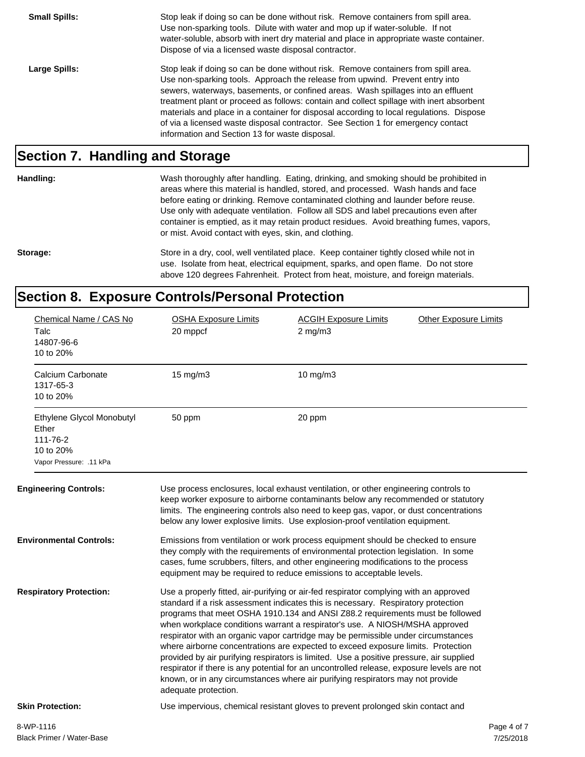**Small Spills:** Stop leak if doing so can be done without risk. Remove containers from spill area. Use non-sparking tools. Dilute with water and mop up if water-soluble. If not water-soluble, absorb with inert dry material and place in appropriate waste container. Dispose of via a licensed waste disposal contractor.

**Large Spills:** Stop leak if doing so can be done without risk. Remove containers from spill area. Use non-sparking tools. Approach the release from upwind. Prevent entry into sewers, waterways, basements, or confined areas. Wash spillages into an effluent treatment plant or proceed as follows: contain and collect spillage with inert absorbent materials and place in a container for disposal according to local regulations. Dispose of via a licensed waste disposal contractor. See Section 1 for emergency contact information and Section 13 for waste disposal.

## Section 7. Handling and Storage

**Handling:** Wash thoroughly after handling. Eating, drinking, and smoking should be prohibited in areas where this material is handled, stored, and processed. Wash hands and face before eating or drinking. Remove contaminated clothing and launder before reuse. Use only with adequate ventilation. Follow all SDS and label precautions even after container is emptied, as it may retain product residues. Avoid breathing fumes, vapors, or mist. Avoid contact with eyes, skin, and clothing.

**Storage:** Store in a dry, cool, well ventilated place. Keep container tightly closed while not in use. Isolate from heat, electrical equipment, sparks, and open flame. Do not store above 120 degrees Fahrenheit. Protect from heat, moisture, and foreign materials.

## Section 8. Exposure Controls/Personal Protection

| Chemical Name / CAS No | OSHA Exposure Limits | ACGIH Exposure Limits | Other Exposure Limits |
|---|---|---|---|
| Talc<br>14807-96-6<br>10 to 20% | 20 mppcf | 2 mg/m3 | |
| Calcium Carbonate<br>1317-65-3<br>10 to 20% | 15 mg/m3 | 10 mg/m3 | |
| Ethylene Glycol Monobutyl Ether<br>111-76-2<br>10 to 20%<br>Vapor Pressure: .11 kPa | 50 ppm | 20 ppm | |

**Engineering Controls:** Use process enclosures, local exhaust ventilation, or other engineering controls to keep worker exposure to airborne contaminants below any recommended or statutory limits. The engineering controls also need to keep gas, vapor, or dust concentrations below any lower explosive limits. Use explosion-proof ventilation equipment.

**Environmental Controls:** Emissions from ventilation or work process equipment should be checked to ensure they comply with the requirements of environmental protection legislation. In some cases, fume scrubbers, filters, and other engineering modifications to the process equipment may be required to reduce emissions to acceptable levels.

**Respiratory Protection:** Use a properly fitted, air-purifying or air-fed respirator complying with an approved standard if a risk assessment indicates this is necessary. Respiratory protection programs that meet OSHA 1910.134 and ANSI Z88.2 requirements must be followed when workplace conditions warrant a respirator's use. A NIOSH/MSHA approved respirator with an organic vapor cartridge may be permissible under circumstances where airborne concentrations are expected to exceed exposure limits. Protection provided by air purifying respirators is limited. Use a positive pressure, air supplied respirator if there is any potential for an uncontrolled release, exposure levels are not known, or in any circumstances where air purifying respirators may not provide adequate protection.

**Skin Protection:** Use impervious, chemical resistant gloves to prevent prolonged skin contact and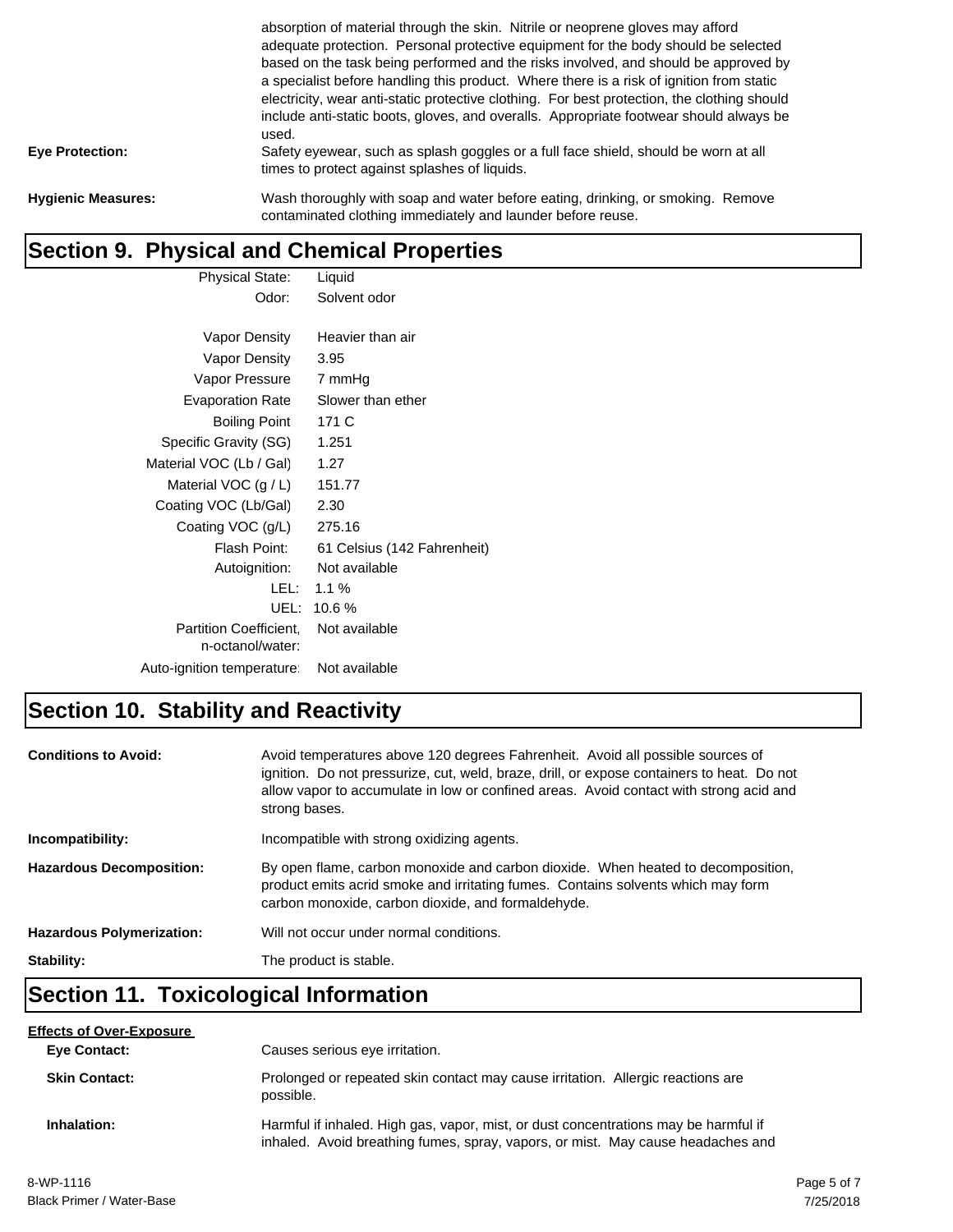absorption of material through the skin. Nitrile or neoprene gloves may afford adequate protection. Personal protective equipment for the body should be selected based on the task being performed and the risks involved, and should be approved by a specialist before handling this product. Where there is a risk of ignition from static electricity, wear anti-static protective clothing. For best protection, the clothing should include anti-static boots, gloves, and overalls. Appropriate footwear should always be used.

**Eye Protection:** Safety eyewear, such as splash goggles or a full face shield, should be worn at all times to protect against splashes of liquids.

**Hygienic Measures:** Wash thoroughly with soap and water before eating, drinking, or smoking. Remove contaminated clothing immediately and launder before reuse.

## Section 9. Physical and Chemical Properties

| Property | Value |
|---|---|
| Physical State: | Liquid |
| Odor: | Solvent odor |
| Vapor Density | Heavier than air |
| Vapor Density | 3.95 |
| Vapor Pressure | 7 mmHg |
| Evaporation Rate | Slower than ether |
| Boiling Point | 171 C |
| Specific Gravity (SG) | 1.251 |
| Material VOC (Lb / Gal) | 1.27 |
| Material VOC (g / L) | 151.77 |
| Coating VOC (Lb/Gal) | 2.30 |
| Coating VOC (g/L) | 275.16 |
| Flash Point: | 61 Celsius (142 Fahrenheit) |
| Autoignition: | Not available |
| LEL: | 1.1 % |
| UEL: | 10.6 % |
| Partition Coefficient, n-octanol/water: | Not available |
| Auto-ignition temperature: | Not available |

## Section 10. Stability and Reactivity

**Conditions to Avoid:** Avoid temperatures above 120 degrees Fahrenheit. Avoid all possible sources of ignition. Do not pressurize, cut, weld, braze, drill, or expose containers to heat. Do not allow vapor to accumulate in low or confined areas. Avoid contact with strong acid and strong bases.

**Incompatibility:** Incompatible with strong oxidizing agents.

**Hazardous Decomposition:** By open flame, carbon monoxide and carbon dioxide. When heated to decomposition, product emits acrid smoke and irritating fumes. Contains solvents which may form carbon monoxide, carbon dioxide, and formaldehyde.

**Hazardous Polymerization:** Will not occur under normal conditions.

**Stability:** The product is stable.

## Section 11. Toxicological Information

**Effects of Over-Exposure**

**Eye Contact:** Causes serious eye irritation.

**Skin Contact:** Prolonged or repeated skin contact may cause irritation. Allergic reactions are possible.

**Inhalation:** Harmful if inhaled. High gas, vapor, mist, or dust concentrations may be harmful if inhaled. Avoid breathing fumes, spray, vapors, or mist. May cause headaches and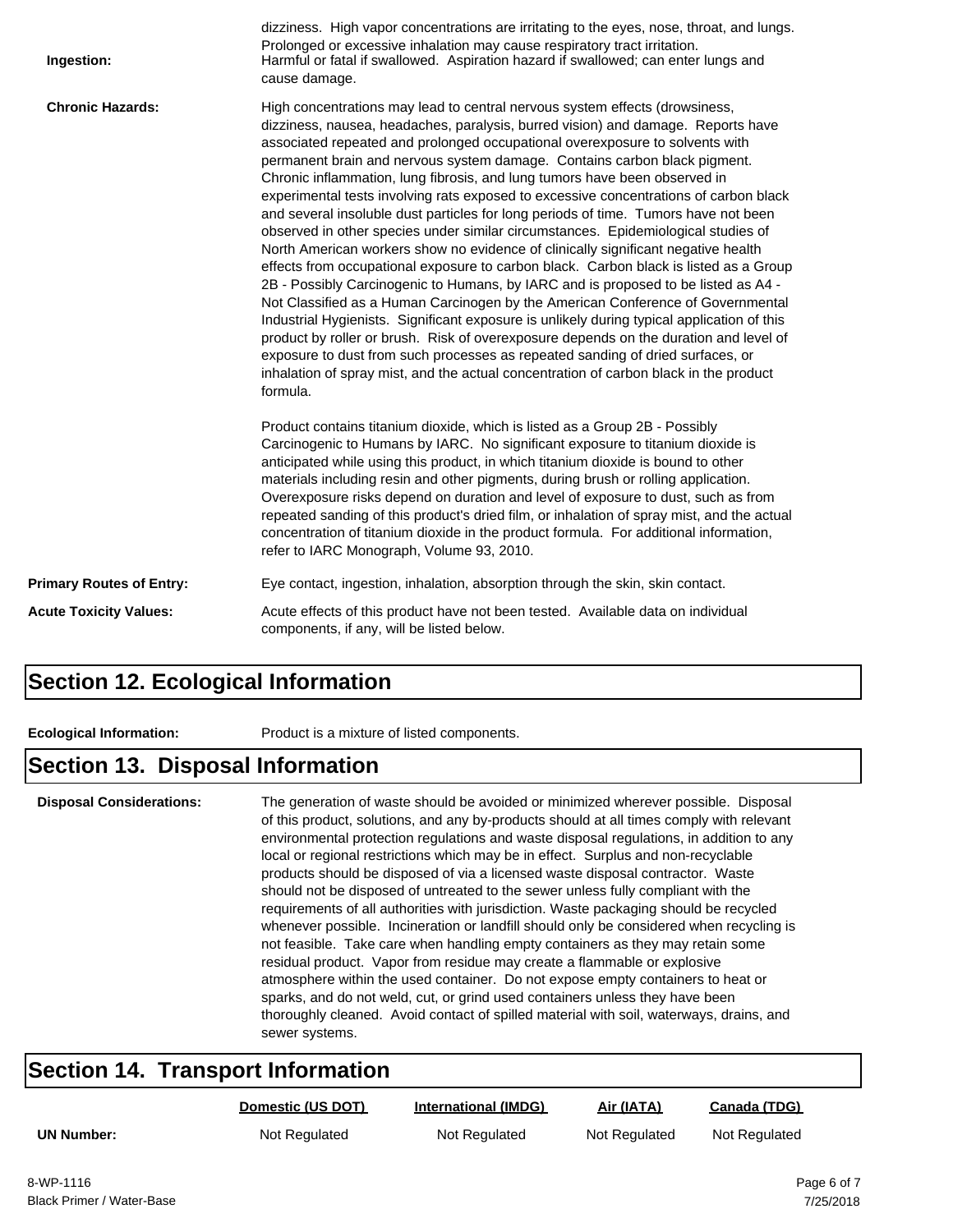dizziness. High vapor concentrations are irritating to the eyes, nose, throat, and lungs. Prolonged or excessive inhalation may cause respiratory tract irritation.

**Ingestion:** Harmful or fatal if swallowed. Aspiration hazard if swallowed; can enter lungs and cause damage.

**Chronic Hazards:** High concentrations may lead to central nervous system effects (drowsiness, dizziness, nausea, headaches, paralysis, burred vision) and damage. Reports have associated repeated and prolonged occupational overexposure to solvents with permanent brain and nervous system damage. Contains carbon black pigment. Chronic inflammation, lung fibrosis, and lung tumors have been observed in experimental tests involving rats exposed to excessive concentrations of carbon black and several insoluble dust particles for long periods of time. Tumors have not been observed in other species under similar circumstances. Epidemiological studies of North American workers show no evidence of clinically significant negative health effects from occupational exposure to carbon black. Carbon black is listed as a Group 2B - Possibly Carcinogenic to Humans, by IARC and is proposed to be listed as A4 - Not Classified as a Human Carcinogen by the American Conference of Governmental Industrial Hygienists. Significant exposure is unlikely during typical application of this product by roller or brush. Risk of overexposure depends on the duration and level of exposure to dust from such processes as repeated sanding of dried surfaces, or inhalation of spray mist, and the actual concentration of carbon black in the product formula.

Product contains titanium dioxide, which is listed as a Group 2B - Possibly Carcinogenic to Humans by IARC. No significant exposure to titanium dioxide is anticipated while using this product, in which titanium dioxide is bound to other materials including resin and other pigments, during brush or rolling application. Overexposure risks depend on duration and level of exposure to dust, such as from repeated sanding of this product's dried film, or inhalation of spray mist, and the actual concentration of titanium dioxide in the product formula. For additional information, refer to IARC Monograph, Volume 93, 2010.

**Primary Routes of Entry:** Eye contact, ingestion, inhalation, absorption through the skin, skin contact.

**Acute Toxicity Values:** Acute effects of this product have not been tested. Available data on individual components, if any, will be listed below.

## Section 12. Ecological Information

**Ecological Information:** Product is a mixture of listed components.

## Section 13. Disposal Information

**Disposal Considerations:** The generation of waste should be avoided or minimized wherever possible. Disposal of this product, solutions, and any by-products should at all times comply with relevant environmental protection regulations and waste disposal regulations, in addition to any local or regional restrictions which may be in effect. Surplus and non-recyclable products should be disposed of via a licensed waste disposal contractor. Waste should not be disposed of untreated to the sewer unless fully compliant with the requirements of all authorities with jurisdiction. Waste packaging should be recycled whenever possible. Incineration or landfill should only be considered when recycling is not feasible. Take care when handling empty containers as they may retain some residual product. Vapor from residue may create a flammable or explosive atmosphere within the used container. Do not expose empty containers to heat or sparks, and do not weld, cut, or grind used containers unless they have been thoroughly cleaned. Avoid contact of spilled material with soil, waterways, drains, and sewer systems.

## Section 14. Transport Information

| | Domestic (US DOT) | International (IMDG) | Air (IATA) | Canada (TDG) |
|---|---|---|---|---|
| **UN Number:** | Not Regulated | Not Regulated | Not Regulated | Not Regulated |

8-WP-1116
Black Primer / Water-Base
7/25/2018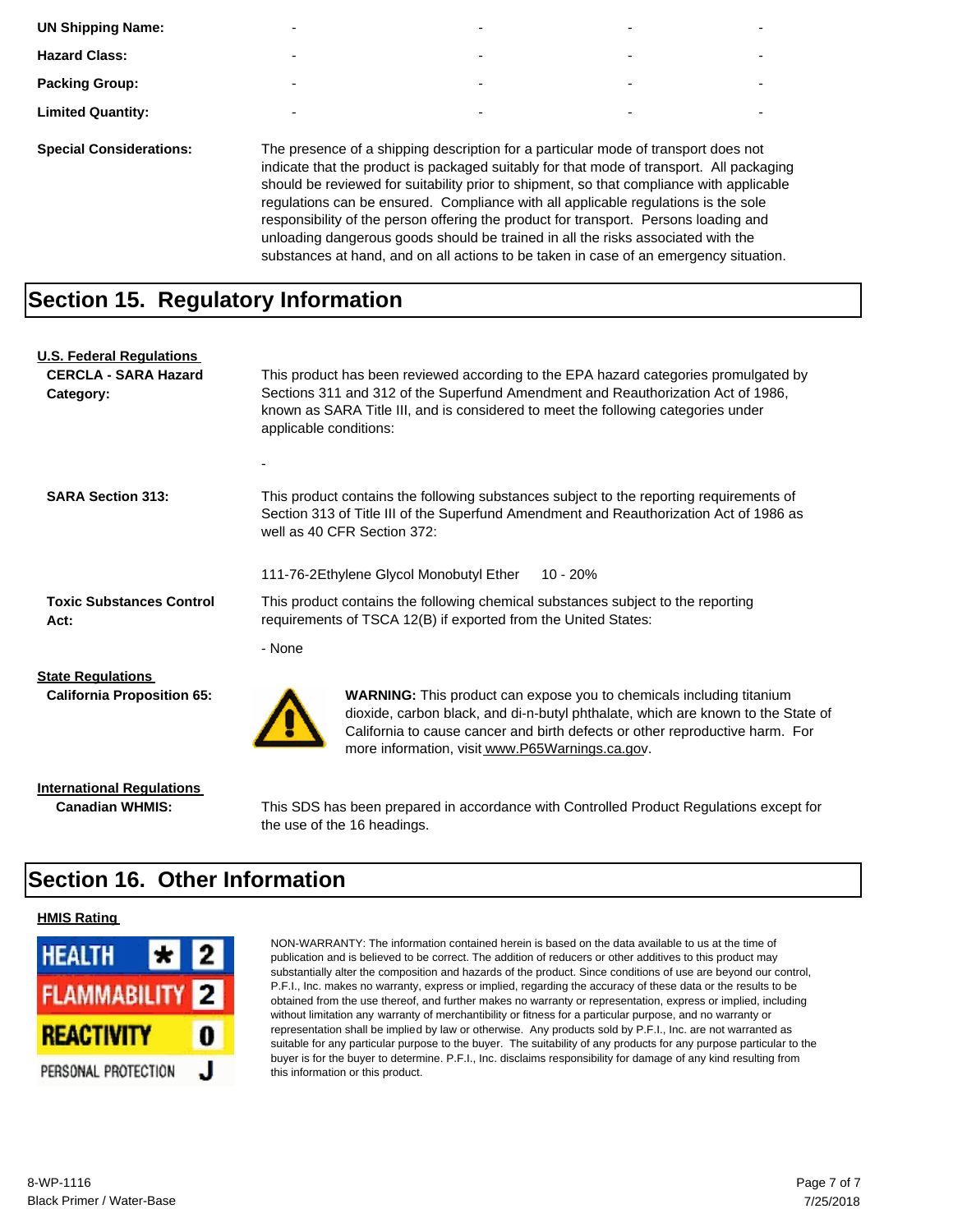| | | | | |
|---|---|---|---|---|
| **UN Shipping Name:** | - | - | - | - |
| **Hazard Class:** | - | - | - | - |
| **Packing Group:** | - | - | - | - |
| **Limited Quantity:** | - | - | - | - |

**Special Considerations:** The presence of a shipping description for a particular mode of transport does not indicate that the product is packaged suitably for that mode of transport. All packaging should be reviewed for suitability prior to shipment, so that compliance with applicable regulations can be ensured. Compliance with all applicable regulations is the sole responsibility of the person offering the product for transport. Persons loading and unloading dangerous goods should be trained in all the risks associated with the substances at hand, and on all actions to be taken in case of an emergency situation.

## Section 15. Regulatory Information

**U.S. Federal Regulations**

**CERCLA - SARA Hazard Category:** This product has been reviewed according to the EPA hazard categories promulgated by Sections 311 and 312 of the Superfund Amendment and Reauthorization Act of 1986, known as SARA Title III, and is considered to meet the following categories under applicable conditions:

-

**SARA Section 313:** This product contains the following substances subject to the reporting requirements of Section 313 of Title III of the Superfund Amendment and Reauthorization Act of 1986 as well as 40 CFR Section 372:

111-76-2Ethylene Glycol Monobutyl Ether 10 - 20%

**Toxic Substances Control Act:** This product contains the following chemical substances subject to the reporting requirements of TSCA 12(B) if exported from the United States:

- None

**State Regulations**

**California Proposition 65:** **WARNING:** This product can expose you to chemicals including titanium dioxide, carbon black, and di-n-butyl phthalate, which are known to the State of California to cause cancer and birth defects or other reproductive harm. For more information, visit www.P65Warnings.ca.gov.

**International Regulations**

**Canadian WHMIS:** This SDS has been prepared in accordance with Controlled Product Regulations except for the use of the 16 headings.

## Section 16. Other Information

**HMIS Rating**

| | | |
|---|---|---|
| HEALTH | * | 2 |
| FLAMMABILITY | | 2 |
| REACTIVITY | | 0 |
| PERSONAL PROTECTION | | J |

NON-WARRANTY: The information contained herein is based on the data available to us at the time of publication and is believed to be correct. The addition of reducers or other additives to this product may substantially alter the composition and hazards of the product. Since conditions of use are beyond our control, P.F.I., Inc. makes no warranty, express or implied, regarding the accuracy of these data or the results to be obtained from the use thereof, and further makes no warranty or representation, express or implied, including without limitation any warranty of merchantibility or fitness for a particular purpose, and no warranty or representation shall be implied by law or otherwise. Any products sold by P.F.I., Inc. are not warranted as suitable for any particular purpose to the buyer. The suitability of any products for any purpose particular to the buyer is for the buyer to determine. P.F.I., Inc. disclaims responsibility for damage of any kind resulting from this information or this product.

8-WP-1116
Black Primer / Water-Base

7/25/2018